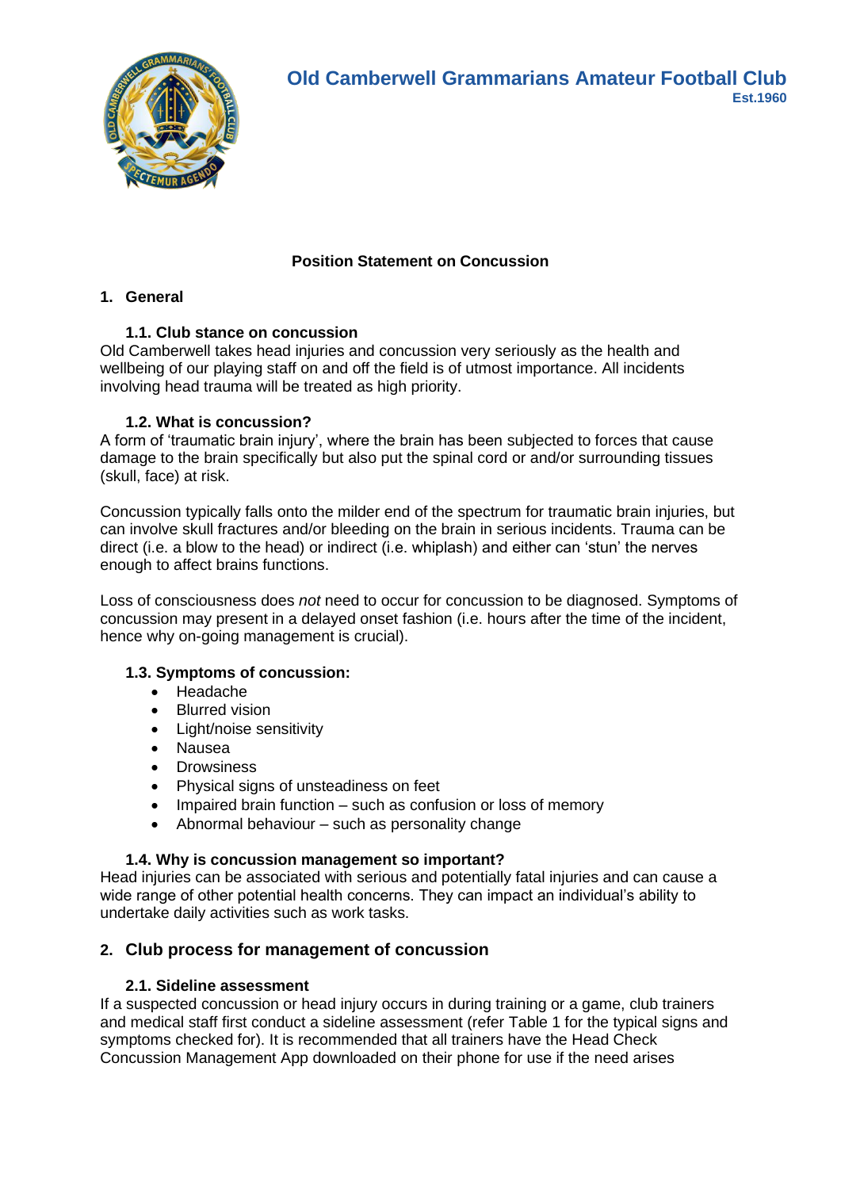# Old Camberwell Grammarians Amateur Football Club

**Est.1960**

## Position Statement on Concussion

### 1. General

#### 1.1. Club stance on concussion

Old Camberwell takes head injuries and concussion very seriously as the health and wellbeing of our playing staff on and off the field is of utmost importance. All incidents involving head trauma will be treated as high priority.

#### 1.2. What is concussion?

A form of 'traumatic brain injury', where the brain has been subjected to forces that cause damage to the brain specifically but also put the spinal cord or and/or surrounding tissues (skull, face) at risk.

Concussion typically falls onto the milder end of the spectrum for traumatic brain injuries, but can involve skull fractures and/or bleeding on the brain in serious incidents. Trauma can be direct (i.e. a blow to the head) or indirect (i.e. whiplash) and either can 'stun' the nerves enough to affect brains functions.

Loss of consciousness does *not* need to occur for concussion to be diagnosed. Symptoms of concussion may present in a delayed onset fashion (i.e. hours after the time of the incident, hence why on-going management is crucial).

#### 1.3. Symptoms of concussion:

- Headache
- Blurred vision
- Light/noise sensitivity
- Nausea
- Drowsiness
- Physical signs of unsteadiness on feet
- Impaired brain function – such as confusion or loss of memory
- Abnormal behaviour – such as personality change

#### 1.4. Why is concussion management so important?

Head injuries can be associated with serious and potentially fatal injuries and can cause a wide range of other potential health concerns. They can impact an individual's ability to undertake daily activities such as work tasks.

### 2. Club process for management of concussion

#### 2.1. Sideline assessment

If a suspected concussion or head injury occurs in during training or a game, club trainers and medical staff first conduct a sideline assessment (refer Table 1 for the typical signs and symptoms checked for). It is recommended that all trainers have the Head Check Concussion Management App downloaded on their phone for use if the need arises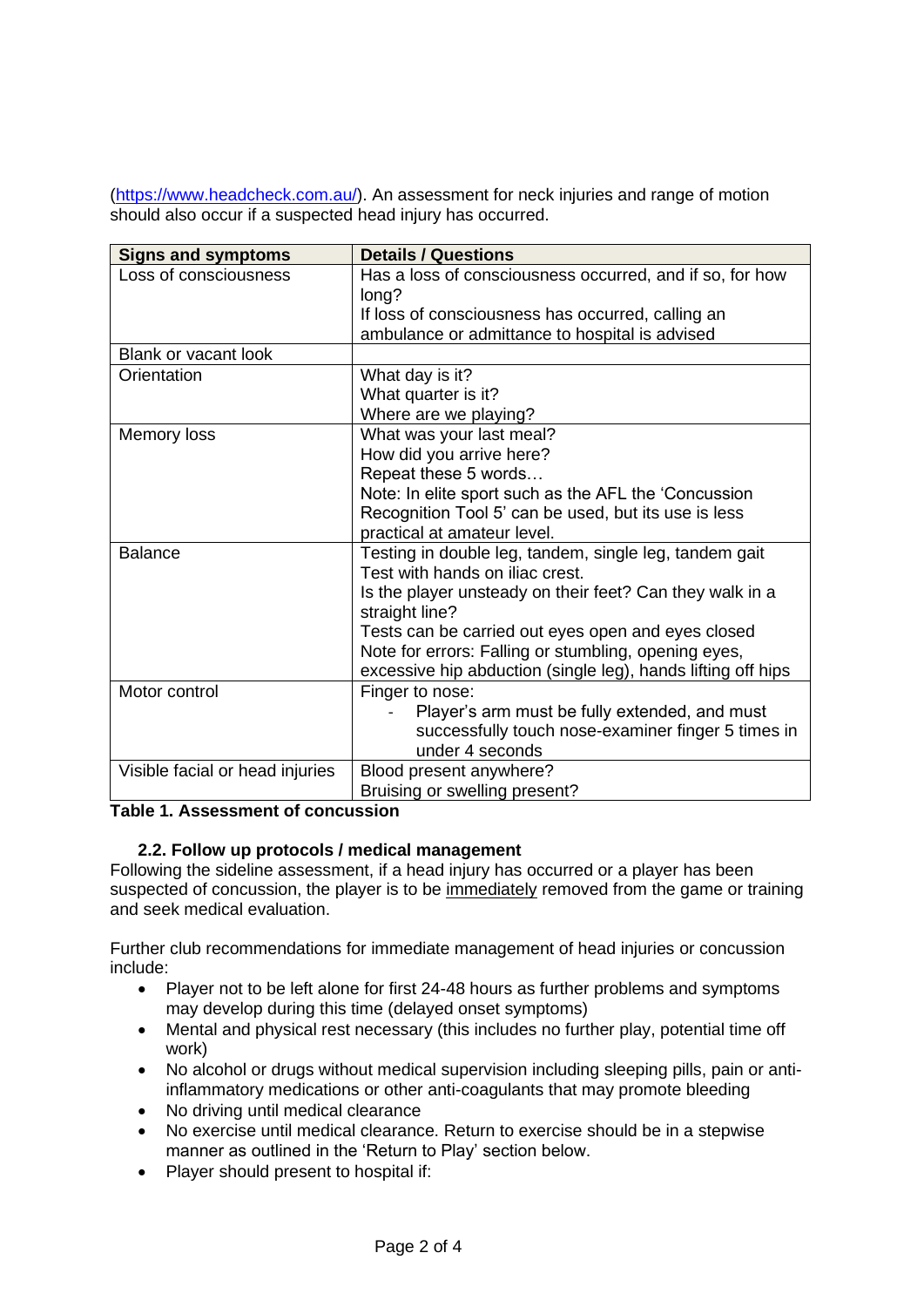(https://www.headcheck.com.au/). An assessment for neck injuries and range of motion should also occur if a suspected head injury has occurred.

| Signs and symptoms | Details / Questions |
| --- | --- |
| Loss of consciousness | Has a loss of consciousness occurred, and if so, for how long?<br>If loss of consciousness has occurred, calling an ambulance or admittance to hospital is advised |
| Blank or vacant look | |
| Orientation | What day is it?<br>What quarter is it?<br>Where are we playing? |
| Memory loss | What was your last meal?<br>How did you arrive here?<br>Repeat these 5 words…<br>Note: In elite sport such as the AFL the 'Concussion Recognition Tool 5' can be used, but its use is less practical at amateur level. |
| Balance | Testing in double leg, tandem, single leg, tandem gait<br>Test with hands on iliac crest.<br>Is the player unsteady on their feet? Can they walk in a straight line?<br>Tests can be carried out eyes open and eyes closed<br>Note for errors: Falling or stumbling, opening eyes, excessive hip abduction (single leg), hands lifting off hips |
| Motor control | Finger to nose:<br>- Player's arm must be fully extended, and must successfully touch nose-examiner finger 5 times in under 4 seconds |
| Visible facial or head injuries | Blood present anywhere?<br>Bruising or swelling present? |

**Table 1. Assessment of concussion**

### 2.2. Follow up protocols / medical management

Following the sideline assessment, if a head injury has occurred or a player has been suspected of concussion, the player is to be immediately removed from the game or training and seek medical evaluation.

Further club recommendations for immediate management of head injuries or concussion include:

- Player not to be left alone for first 24-48 hours as further problems and symptoms may develop during this time (delayed onset symptoms)
- Mental and physical rest necessary (this includes no further play, potential time off work)
- No alcohol or drugs without medical supervision including sleeping pills, pain or anti-inflammatory medications or other anti-coagulants that may promote bleeding
- No driving until medical clearance
- No exercise until medical clearance. Return to exercise should be in a stepwise manner as outlined in the 'Return to Play' section below.
- Player should present to hospital if: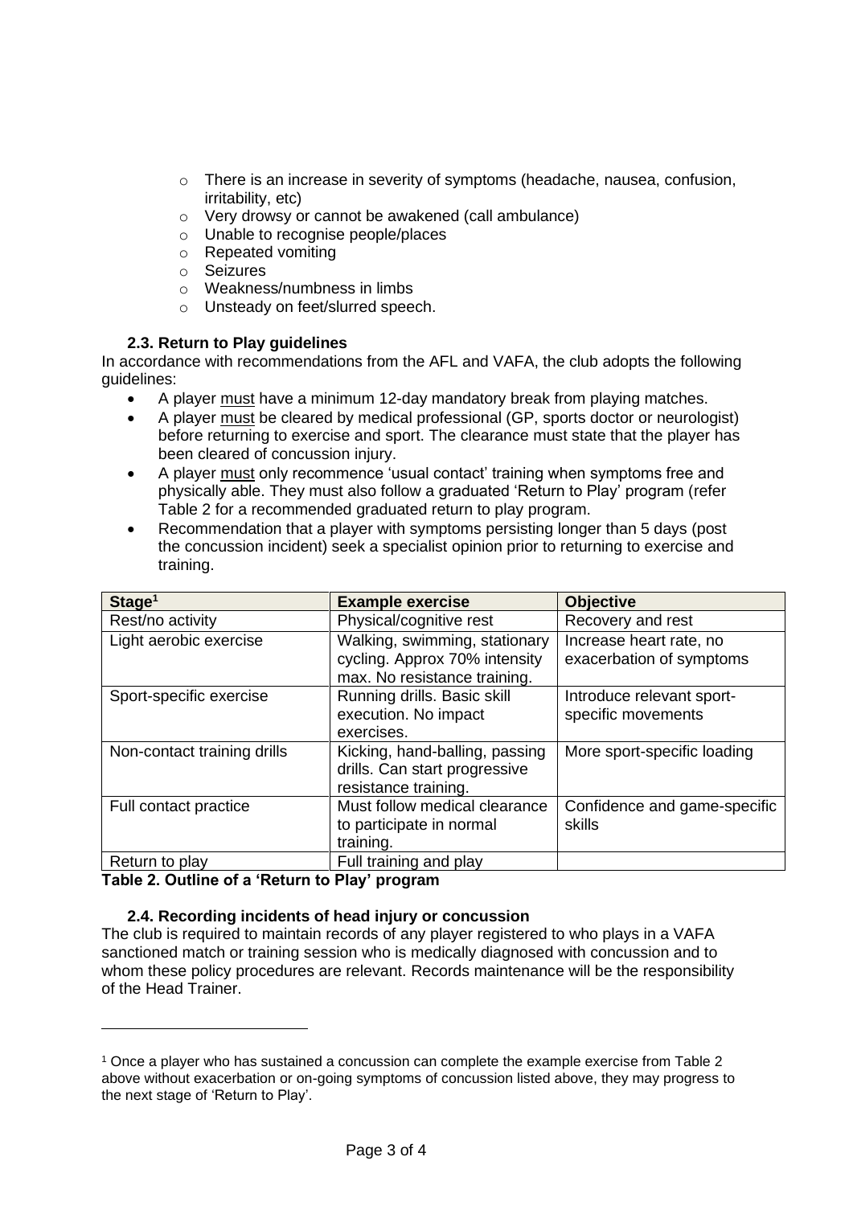- There is an increase in severity of symptoms (headache, nausea, confusion, irritability, etc)
  - Very drowsy or cannot be awakened (call ambulance)
  - Unable to recognise people/places
  - Repeated vomiting
  - Seizures
  - Weakness/numbness in limbs
  - Unsteady on feet/slurred speech.

### 2.3. Return to Play guidelines

In accordance with recommendations from the AFL and VAFA, the club adopts the following guidelines:

- A player <u>must</u> have a minimum 12-day mandatory break from playing matches.
- A player <u>must</u> be cleared by medical professional (GP, sports doctor or neurologist) before returning to exercise and sport. The clearance must state that the player has been cleared of concussion injury.
- A player <u>must</u> only recommence 'usual contact' training when symptoms free and physically able. They must also follow a graduated 'Return to Play' program (refer Table 2 for a recommended graduated return to play program.
- Recommendation that a player with symptoms persisting longer than 5 days (post the concussion incident) seek a specialist opinion prior to returning to exercise and training.

| Stage[1] | Example exercise | Objective |
|---|---|---|
| Rest/no activity | Physical/cognitive rest | Recovery and rest |
| Light aerobic exercise | Walking, swimming, stationary cycling. Approx 70% intensity max. No resistance training. | Increase heart rate, no exacerbation of symptoms |
| Sport-specific exercise | Running drills. Basic skill execution. No impact exercises. | Introduce relevant sport-specific movements |
| Non-contact training drills | Kicking, hand-balling, passing drills. Can start progressive resistance training. | More sport-specific loading |
| Full contact practice | Must follow medical clearance to participate in normal training. | Confidence and game-specific skills |
| Return to play | Full training and play | |

**Table 2. Outline of a 'Return to Play' program**

### 2.4. Recording incidents of head injury or concussion

The club is required to maintain records of any player registered to who plays in a VAFA sanctioned match or training session who is medically diagnosed with concussion and to whom these policy procedures are relevant. Records maintenance will be the responsibility of the Head Trainer.

---

[1] Once a player who has sustained a concussion can complete the example exercise from Table 2 above without exacerbation or on-going symptoms of concussion listed above, they may progress to the next stage of 'Return to Play'.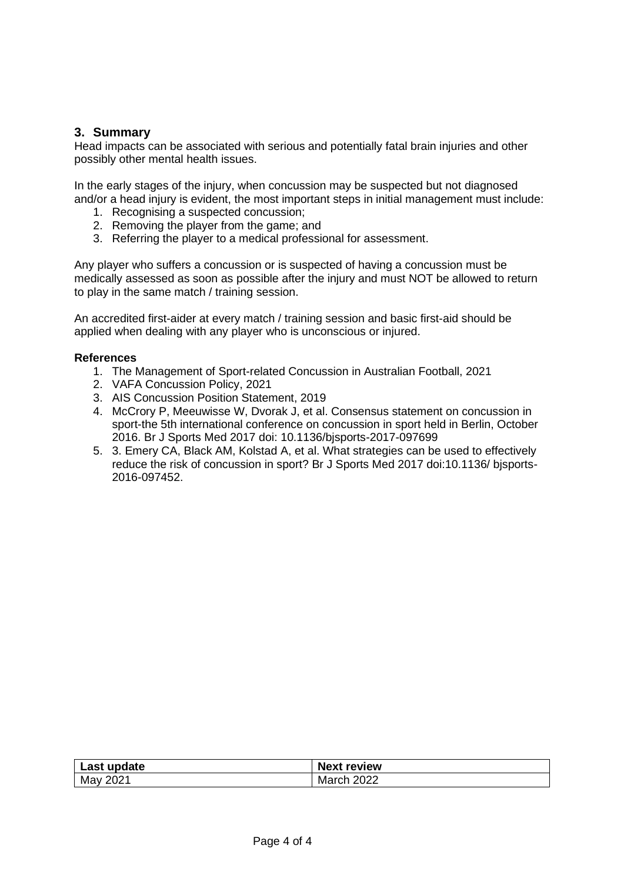## 3. Summary

Head impacts can be associated with serious and potentially fatal brain injuries and other possibly other mental health issues.

In the early stages of the injury, when concussion may be suspected but not diagnosed and/or a head injury is evident, the most important steps in initial management must include:

1. Recognising a suspected concussion;
2. Removing the player from the game; and
3. Referring the player to a medical professional for assessment.

Any player who suffers a concussion or is suspected of having a concussion must be medically assessed as soon as possible after the injury and must NOT be allowed to return to play in the same match / training session.

An accredited first-aider at every match / training session and basic first-aid should be applied when dealing with any player who is unconscious or injured.

**References**

1. The Management of Sport-related Concussion in Australian Football, 2021
2. VAFA Concussion Policy, 2021
3. AIS Concussion Position Statement, 2019
4. McCrory P, Meeuwisse W, Dvorak J, et al. Consensus statement on concussion in sport-the 5th international conference on concussion in sport held in Berlin, October 2016. Br J Sports Med 2017 doi: 10.1136/bjsports-2017-097699
5. 3. Emery CA, Black AM, Kolstad A, et al. What strategies can be used to effectively reduce the risk of concussion in sport? Br J Sports Med 2017 doi:10.1136/ bjsports-2016-097452.

| **Last update** | **Next review** |
|---|---|
| May 2021 | March 2022 |